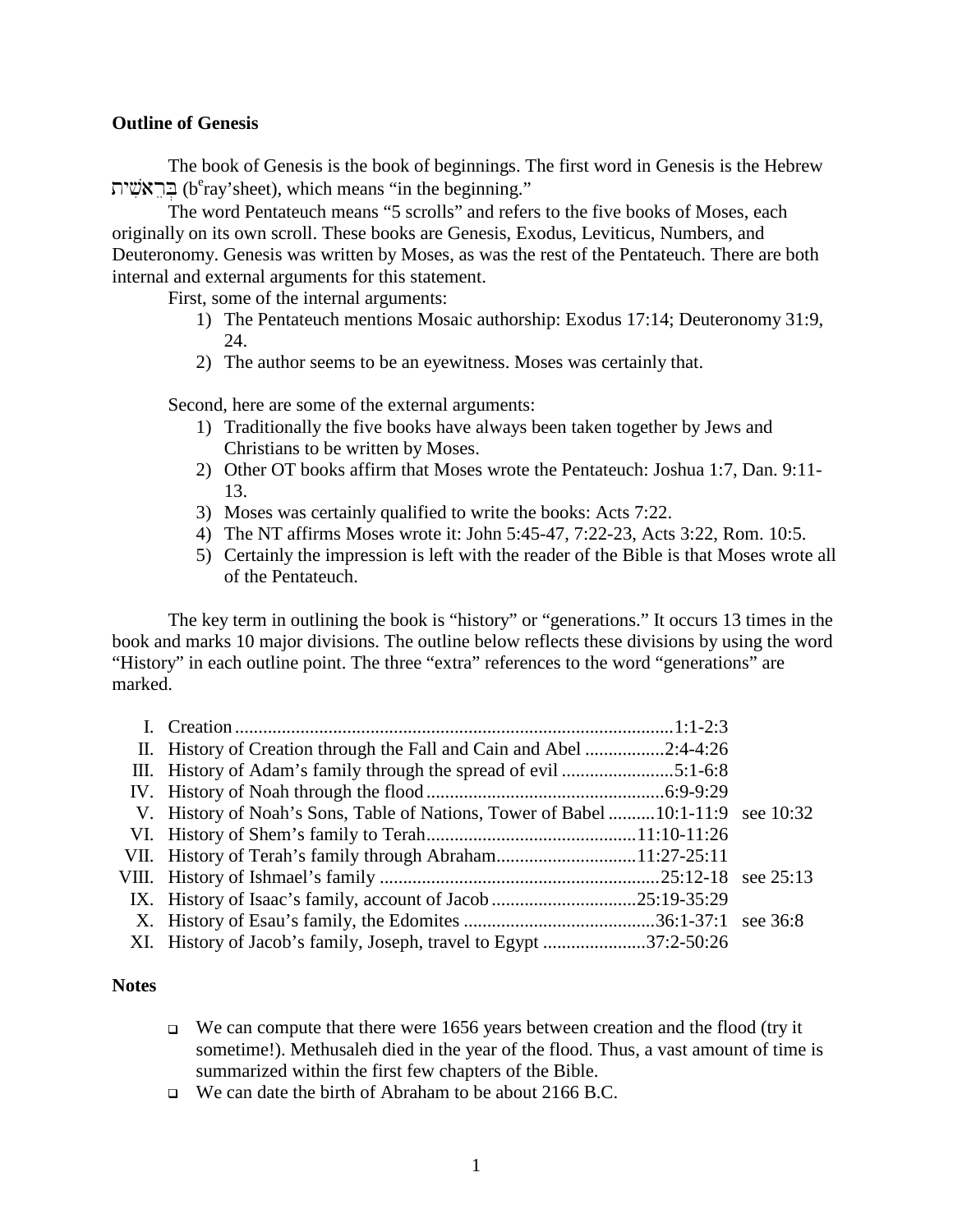**Outline of Genesis**

The book of Genesis is the book of beginnings. The first word in Genesis is the Hebrew בְּרֵאשִׁית (b[e]ray'sheet), which means "in the beginning."

The word Pentateuch means "5 scrolls" and refers to the five books of Moses, each originally on its own scroll. These books are Genesis, Exodus, Leviticus, Numbers, and Deuteronomy. Genesis was written by Moses, as was the rest of the Pentateuch. There are both internal and external arguments for this statement.

First, some of the internal arguments:

1) The Pentateuch mentions Mosaic authorship: Exodus 17:14; Deuteronomy 31:9, 24.
2) The author seems to be an eyewitness. Moses was certainly that.

Second, here are some of the external arguments:

1) Traditionally the five books have always been taken together by Jews and Christians to be written by Moses.
2) Other OT books affirm that Moses wrote the Pentateuch: Joshua 1:7, Dan. 9:11-13.
3) Moses was certainly qualified to write the books: Acts 7:22.
4) The NT affirms Moses wrote it: John 5:45-47, 7:22-23, Acts 3:22, Rom. 10:5.
5) Certainly the impression is left with the reader of the Bible is that Moses wrote all of the Pentateuch.

The key term in outlining the book is "history" or "generations." It occurs 13 times in the book and marks 10 major divisions. The outline below reflects these divisions by using the word "History" in each outline point. The three "extra" references to the word "generations" are marked.

| | Division | Reference | |
|---|---|---|---|
| I. | Creation | 1:1-2:3 | |
| II. | History of Creation through the Fall and Cain and Abel | 2:4-4:26 | |
| III. | History of Adam's family through the spread of evil | 5:1-6:8 | |
| IV. | History of Noah through the flood | 6:9-9:29 | |
| V. | History of Noah's Sons, Table of Nations, Tower of Babel | 10:1-11:9 | see 10:32 |
| VI. | History of Shem's family to Terah | 11:10-11:26 | |
| VII. | History of Terah's family through Abraham | 11:27-25:11 | |
| VIII. | History of Ishmael's family | 25:12-18 | see 25:13 |
| IX. | History of Isaac's family, account of Jacob | 25:19-35:29 | |
| X. | History of Esau's family, the Edomites | 36:1-37:1 | see 36:8 |
| XI. | History of Jacob's family, Joseph, travel to Egypt | 37:2-50:26 | |

**Notes**

- We can compute that there were 1656 years between creation and the flood (try it sometime!). Methusaleh died in the year of the flood. Thus, a vast amount of time is summarized within the first few chapters of the Bible.
- We can date the birth of Abraham to be about 2166 B.C.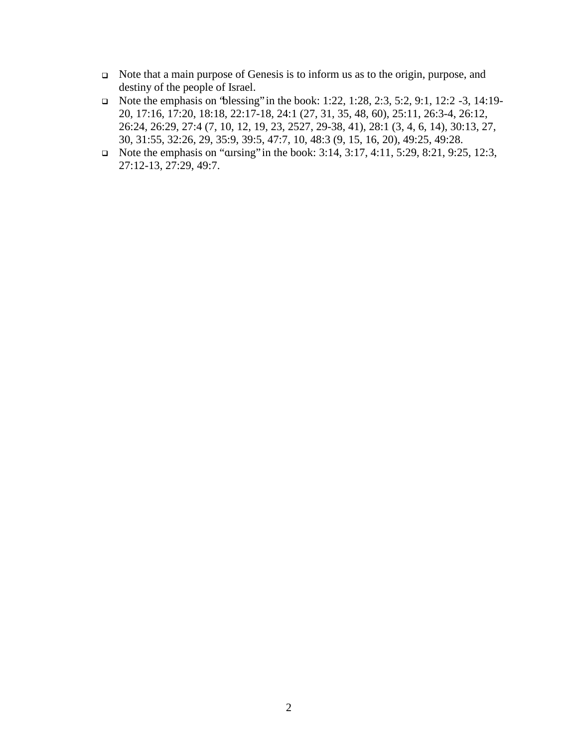- Note that a main purpose of Genesis is to inform us as to the origin, purpose, and destiny of the people of Israel.
- Note the emphasis on "blessing" in the book: 1:22, 1:28, 2:3, 5:2, 9:1, 12:2 -3, 14:19-20, 17:16, 17:20, 18:18, 22:17-18, 24:1 (27, 31, 35, 48, 60), 25:11, 26:3-4, 26:12, 26:24, 26:29, 27:4 (7, 10, 12, 19, 23, 2527, 29-38, 41), 28:1 (3, 4, 6, 14), 30:13, 27, 30, 31:55, 32:26, 29, 35:9, 39:5, 47:7, 10, 48:3 (9, 15, 16, 20), 49:25, 49:28.
- Note the emphasis on "cursing" in the book: 3:14, 3:17, 4:11, 5:29, 8:21, 9:25, 12:3, 27:12-13, 27:29, 49:7.